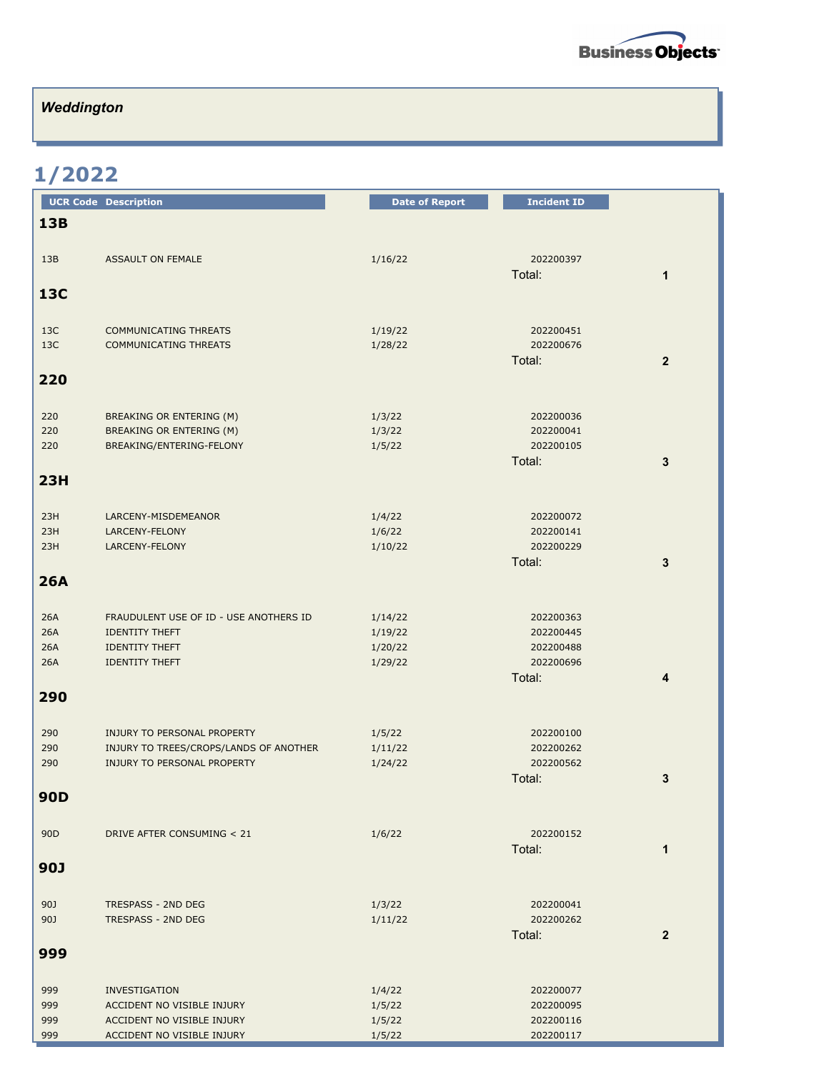## Weddington

# 1/2022

| UCR Code | Description | Date of Report | Incident ID | |
|---|---|---|---|---|
| **13B** | | | | |
| 13B | ASSAULT ON FEMALE | 1/16/22 | 202200397 | |
| | | | Total: | 1 |
| **13C** | | | | |
| 13C | COMMUNICATING THREATS | 1/19/22 | 202200451 | |
| 13C | COMMUNICATING THREATS | 1/28/22 | 202200676 | |
| | | | Total: | 2 |
| **220** | | | | |
| 220 | BREAKING OR ENTERING (M) | 1/3/22 | 202200036 | |
| 220 | BREAKING OR ENTERING (M) | 1/3/22 | 202200041 | |
| 220 | BREAKING/ENTERING-FELONY | 1/5/22 | 202200105 | |
| | | | Total: | 3 |
| **23H** | | | | |
| 23H | LARCENY-MISDEMEANOR | 1/4/22 | 202200072 | |
| 23H | LARCENY-FELONY | 1/6/22 | 202200141 | |
| 23H | LARCENY-FELONY | 1/10/22 | 202200229 | |
| | | | Total: | 3 |
| **26A** | | | | |
| 26A | FRAUDULENT USE OF ID - USE ANOTHERS ID | 1/14/22 | 202200363 | |
| 26A | IDENTITY THEFT | 1/19/22 | 202200445 | |
| 26A | IDENTITY THEFT | 1/20/22 | 202200488 | |
| 26A | IDENTITY THEFT | 1/29/22 | 202200696 | |
| | | | Total: | 4 |
| **290** | | | | |
| 290 | INJURY TO PERSONAL PROPERTY | 1/5/22 | 202200100 | |
| 290 | INJURY TO TREES/CROPS/LANDS OF ANOTHER | 1/11/22 | 202200262 | |
| 290 | INJURY TO PERSONAL PROPERTY | 1/24/22 | 202200562 | |
| | | | Total: | 3 |
| **90D** | | | | |
| 90D | DRIVE AFTER CONSUMING < 21 | 1/6/22 | 202200152 | |
| | | | Total: | 1 |
| **90J** | | | | |
| 90J | TRESPASS - 2ND DEG | 1/3/22 | 202200041 | |
| 90J | TRESPASS - 2ND DEG | 1/11/22 | 202200262 | |
| | | | Total: | 2 |
| **999** | | | | |
| 999 | INVESTIGATION | 1/4/22 | 202200077 | |
| 999 | ACCIDENT NO VISIBLE INJURY | 1/5/22 | 202200095 | |
| 999 | ACCIDENT NO VISIBLE INJURY | 1/5/22 | 202200116 | |
| 999 | ACCIDENT NO VISIBLE INJURY | 1/5/22 | 202200117 | |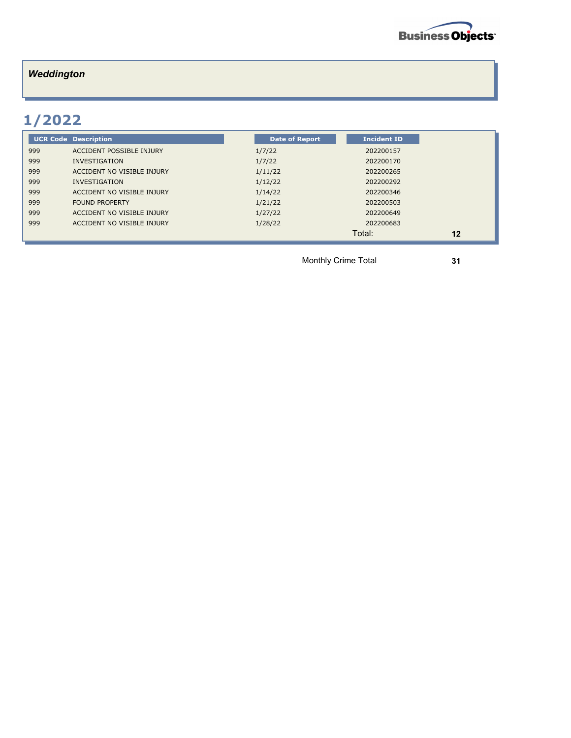*Weddington*

## 1/2022

| UCR Code | Description | Date of Report | Incident ID |
|---|---|---|---|
| 999 | ACCIDENT POSSIBLE INJURY | 1/7/22 | 202200157 |
| 999 | INVESTIGATION | 1/7/22 | 202200170 |
| 999 | ACCIDENT NO VISIBLE INJURY | 1/11/22 | 202200265 |
| 999 | INVESTIGATION | 1/12/22 | 202200292 |
| 999 | ACCIDENT NO VISIBLE INJURY | 1/14/22 | 202200346 |
| 999 | FOUND PROPERTY | 1/21/22 | 202200503 |
| 999 | ACCIDENT NO VISIBLE INJURY | 1/27/22 | 202200649 |
| 999 | ACCIDENT NO VISIBLE INJURY | 1/28/22 | 202200683 |
| | | | Total: **12** |

Monthly Crime Total **31**